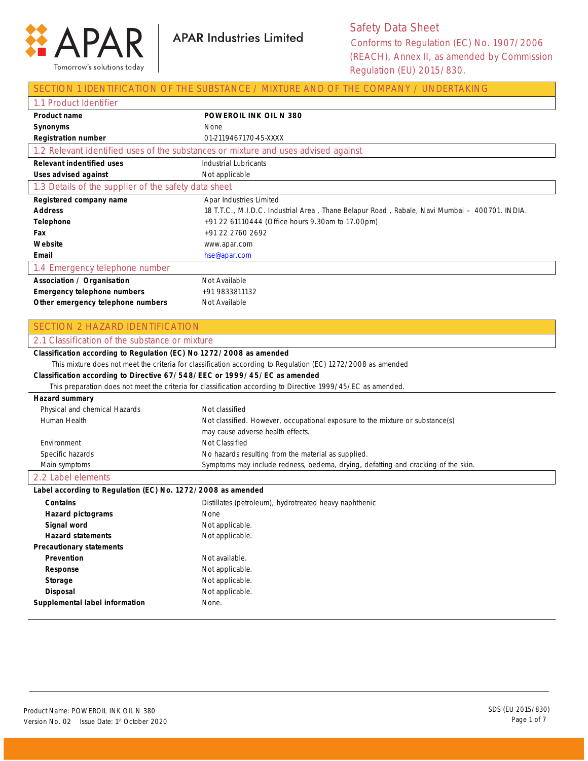APAR
Tomorrow's solutions today

APAR Industries Limited

# Safety Data Sheet

Conforms to Regulation (EC) No. 1907/2006 (REACH), Annex II, as amended by Commission Regulation (EU) 2015/830.

## SECTION 1 IDENTIFICATION OF THE SUBSTANCE / MIXTURE AND OF THE COMPANY / UNDERTAKING

### 1.1 Product Identifier

| | |
|---|---|
| **Product name** | **POWEROIL INK OIL N 380** |
| **Synonyms** | None |
| **Registration number** | 01-2119467170-45-XXXX |

### 1.2 Relevant identified uses of the substances or mixture and uses advised against

| | |
|---|---|
| **Relevant indentified uses** | Industrial Lubricants |
| **Uses advised against** | Not applicable |

### 1.3 Details of the supplier of the safety data sheet

| | |
|---|---|
| **Registered company name** | Apar Industries Limited |
| **Address** | 18 T.T.C., M.I.D.C. Industrial Area , Thane Belapur Road , Rabale, Navi Mumbai – 400701. INDIA. |
| **Telephone** | +91 22 61110444 (Office hours 9.30am to 17.00pm) |
| **Fax** | +91 22 2760 2692 |
| **Website** | www.apar.com |
| **Email** | hse@apar.com |

### 1.4 Emergency telephone number

| | |
|---|---|
| **Association / Organisation** | Not Available |
| **Emergency telephone numbers** | +91 9833811132 |
| **Other emergency telephone numbers** | Not Available |

## SECTION 2 HAZARD IDENTIFICATION

### 2.1 Classification of the substance or mixture

**Classification according to Regulation (EC) No 1272/2008 as amended**

This mixture does not meet the criteria for classification according to Regulation (EC) 1272/2008 as amended

**Classification according to Directive 67/548/EEC or 1999/45/EC as amended**

This preparation does not meet the criteria for classification according to Directive 1999/45/EC as amended.

**Hazard summary**

| | |
|---|---|
| Physical and chemical Hazards | Not classified |
| Human Health | Not classified. However, occupational exposure to the mixture or substance(s) may cause adverse health effects. |
| Environment | Not Classified |
| Specific hazards | No hazards resulting from the material as supplied. |
| Main symptoms | Symptoms may include redness, oedema, drying, defatting and cracking of the skin. |

### 2.2 Label elements

**Label according to Regulation (EC) No. 1272/2008 as amended**

| | |
|---|---|
| **Contains** | Distillates (petroleum), hydrotreated heavy naphthenic |
| **Hazard pictograms** | None |
| **Signal word** | Not applicable. |
| **Hazard statements** | Not applicable. |
| **Precautionary statements** | |
| **Prevention** | Not available. |
| **Response** | Not applicable. |
| **Storage** | Not applicable. |
| **Disposal** | Not applicable. |
| **Supplemental label information** | None. |

Product Name: POWEROIL INK OIL N 380
Version No. 02 Issue Date: 1st October 2020

SDS (EU 2015/830)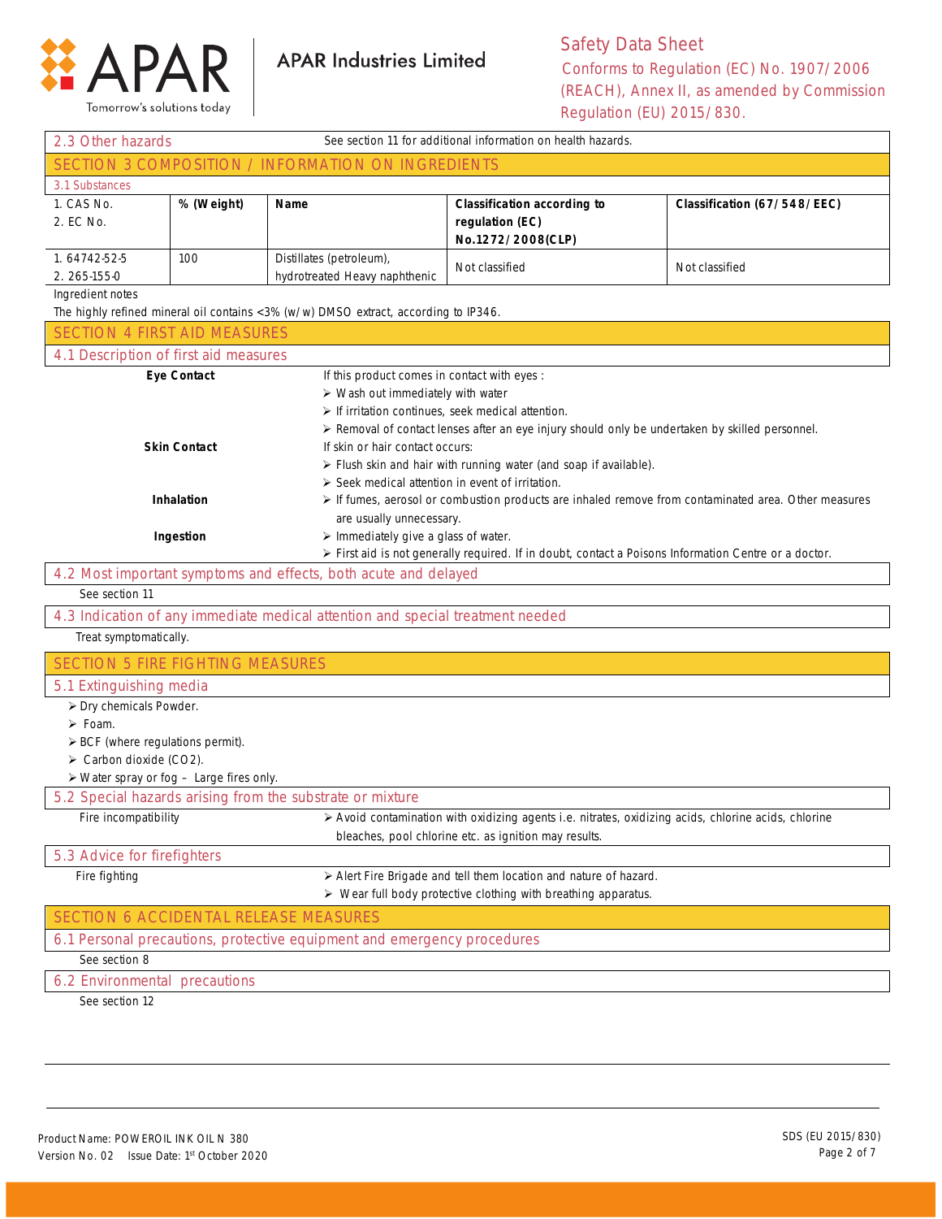## 2.3 Other hazards

See section 11 for additional information on health hazards.

## SECTION 3 COMPOSITION / INFORMATION ON INGREDIENTS

### 3.1 Substances

| 1. CAS No.<br>2. EC No. | % (Weight) | Name | Classification according to regulation (EC) No.1272/2008(CLP) | Classification (67/548/EEC) |
|---|---|---|---|---|
| 1. 64742-52-5<br>2. 265-155-0 | 100 | Distillates (petroleum), hydrotreated Heavy naphthenic | Not classified | Not classified |

Ingredient notes

The highly refined mineral oil contains <3% (w/w) DMSO extract, according to IP346.

## SECTION 4 FIRST AID MEASURES

### 4.1 Description of first aid measures

**Eye Contact**

If this product comes in contact with eyes :

- Wash out immediately with water
- If irritation continues, seek medical attention.
- Removal of contact lenses after an eye injury should only be undertaken by skilled personnel.

**Skin Contact**

If skin or hair contact occurs:

- Flush skin and hair with running water (and soap if available).
- Seek medical attention in event of irritation.

**Inhalation**

- If fumes, aerosol or combustion products are inhaled remove from contaminated area. Other measures are usually unnecessary.

**Ingestion**

- Immediately give a glass of water.
- First aid is not generally required. If in doubt, contact a Poisons Information Centre or a doctor.

### 4.2 Most important symptoms and effects, both acute and delayed

See section 11

### 4.3 Indication of any immediate medical attention and special treatment needed

Treat symptomatically.

## SECTION 5 FIRE FIGHTING MEASURES

### 5.1 Extinguishing media

- Dry chemicals Powder.
- Foam.
- BCF (where regulations permit).
- Carbon dioxide ($CO_2$).
- Water spray or fog – Large fires only.

### 5.2 Special hazards arising from the substrate or mixture

Fire incompatibility

- Avoid contamination with oxidizing agents i.e. nitrates, oxidizing acids, chlorine acids, chlorine bleaches, pool chlorine etc. as ignition may results.

### 5.3 Advice for firefighters

Fire fighting

- Alert Fire Brigade and tell them location and nature of hazard.
- Wear full body protective clothing with breathing apparatus.

## SECTION 6 ACCIDENTAL RELEASE MEASURES

### 6.1 Personal precautions, protective equipment and emergency procedures

See section 8

### 6.2 Environmental precautions

See section 12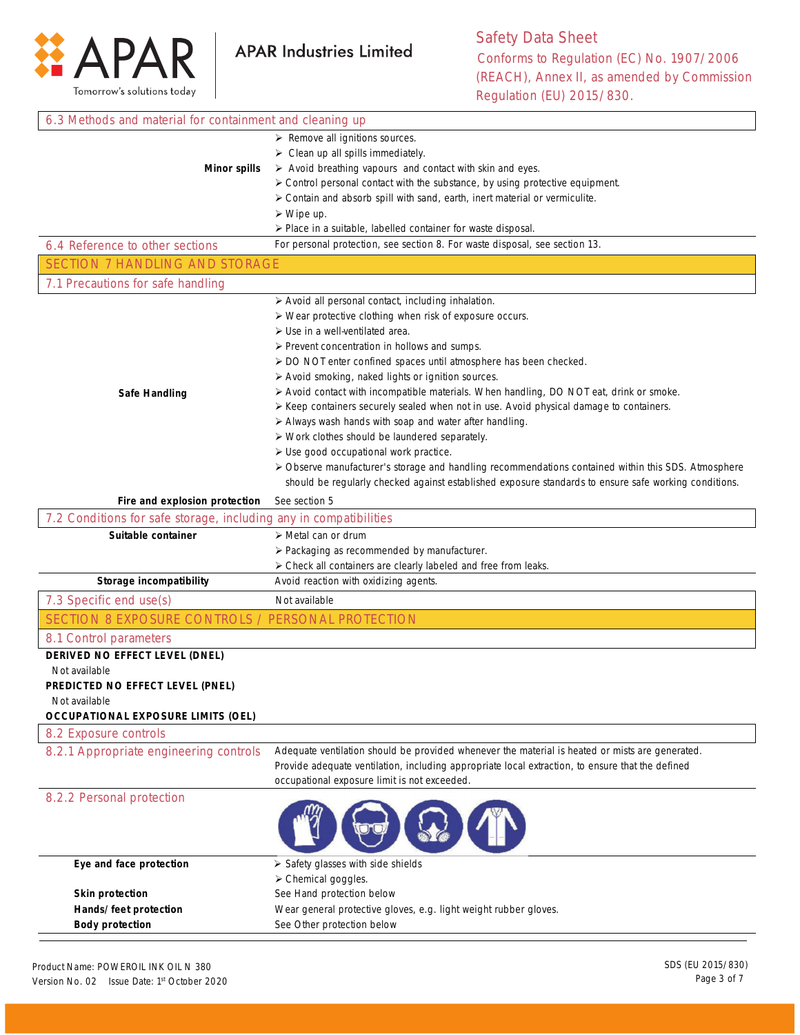### 6.3 Methods and material for containment and cleaning up

| | |
|---|---|
| **Minor spills** | ➢ Remove all ignitions sources.<br>➢ Clean up all spills immediately.<br>➢ Avoid breathing vapours and contact with skin and eyes.<br>➢ Control personal contact with the substance, by using protective equipment.<br>➢ Contain and absorb spill with sand, earth, inert material or vermiculite.<br>➢ Wipe up.<br>➢ Place in a suitable, labelled container for waste disposal. |
| **6.4 Reference to other sections** | For personal protection, see section 8. For waste disposal, see section 13. |

## SECTION 7 HANDLING AND STORAGE

### 7.1 Precautions for safe handling

| | |
|---|---|
| **Safe Handling** | ➢ Avoid all personal contact, including inhalation.<br>➢ Wear protective clothing when risk of exposure occurs.<br>➢ Use in a well-ventilated area.<br>➢ Prevent concentration in hollows and sumps.<br>➢ DO NOT enter confined spaces until atmosphere has been checked.<br>➢ Avoid smoking, naked lights or ignition sources.<br>➢ Avoid contact with incompatible materials. When handling, DO NOT eat, drink or smoke.<br>➢ Keep containers securely sealed when not in use. Avoid physical damage to containers.<br>➢ Always wash hands with soap and water after handling.<br>➢ Work clothes should be laundered separately.<br>➢ Use good occupational work practice.<br>➢ Observe manufacturer's storage and handling recommendations contained within this SDS. Atmosphere should be regularly checked against established exposure standards to ensure safe working conditions. |
| **Fire and explosion protection** | See section 5 |

### 7.2 Conditions for safe storage, including any in compatibilities

| | |
|---|---|
| **Suitable container** | ➢ Metal can or drum<br>➢ Packaging as recommended by manufacturer.<br>➢ Check all containers are clearly labeled and free from leaks. |
| **Storage incompatibility** | Avoid reaction with oxidizing agents. |
| **7.3 Specific end use(s)** | Not available |

## SECTION 8 EXPOSURE CONTROLS / PERSONAL PROTECTION

### 8.1 Control parameters

**DERIVED NO EFFECT LEVEL (DNEL)**

Not available

**PREDICTED NO EFFECT LEVEL (PNEL)**

Not available

**OCCUPATIONAL EXPOSURE LIMITS (OEL)**

### 8.2 Exposure controls

| | |
|---|---|
| **8.2.1 Appropriate engineering controls** | Adequate ventilation should be provided whenever the material is heated or mists are generated. Provide adequate ventilation, including appropriate local extraction, to ensure that the defined occupational exposure limit is not exceeded. |
| **8.2.2 Personal protection** | |
| **Eye and face protection** | ➢ Safety glasses with side shields<br>➢ Chemical goggles. |
| **Skin protection** | See Hand protection below |
| **Hands/ feet protection** | Wear general protective gloves, e.g. light weight rubber gloves. |
| **Body protection** | See Other protection below |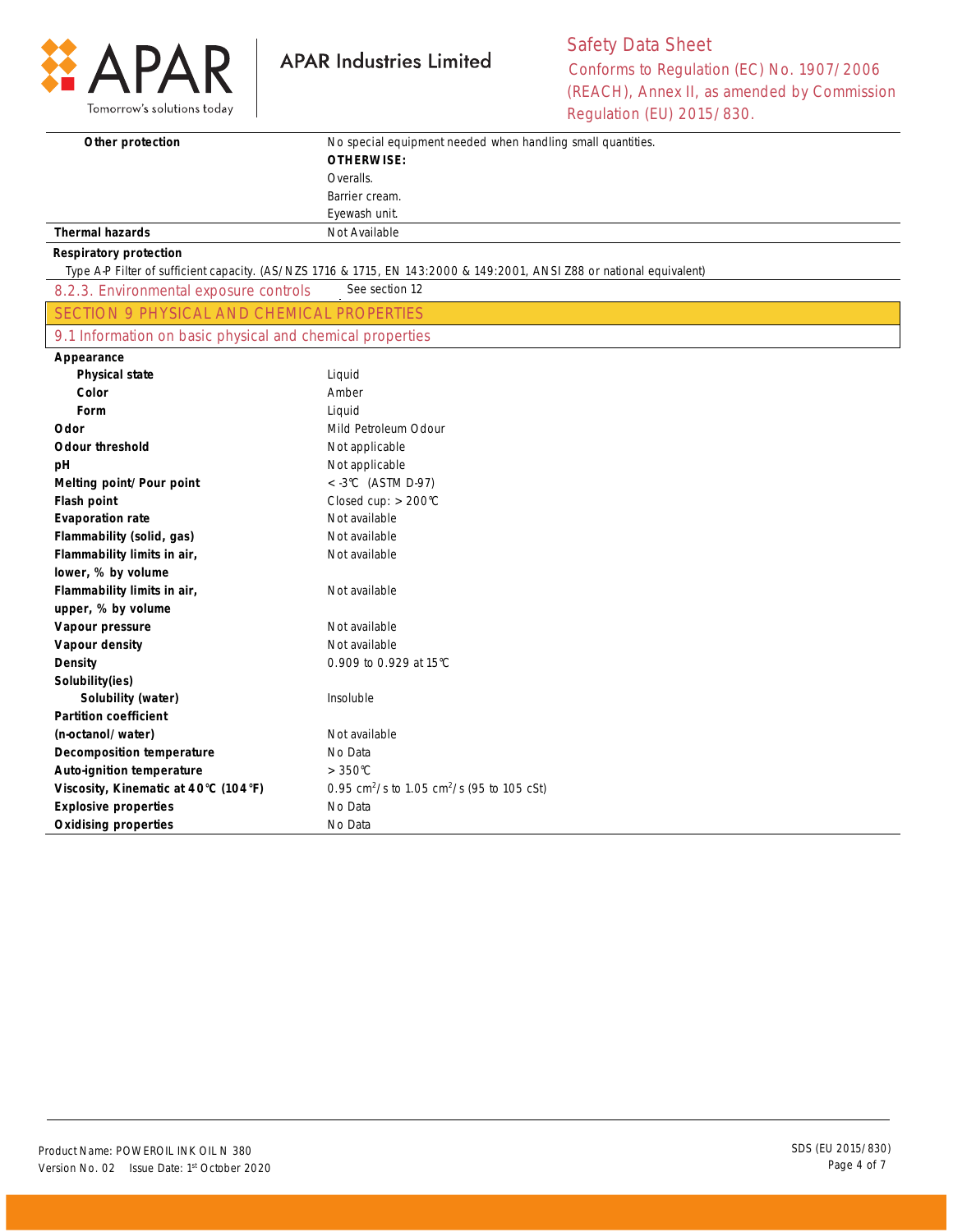| | |
|---|---|
| **Other protection** | No special equipment needed when handling small quantities.<br>**OTHERWISE:**<br>Overalls.<br>Barrier cream.<br>Eyewash unit. |
| **Thermal hazards** | Not Available |

**Respiratory protection**

Type A-P Filter of sufficient capacity. (AS/NZS 1716 & 1715, EN 143:2000 & 149:2001, ANSI Z88 or national equivalent)

### 8.2.3. Environmental exposure controls

See section 12

## SECTION 9 PHYSICAL AND CHEMICAL PROPERTIES

### 9.1 Information on basic physical and chemical properties

| | |
|---|---|
| **Appearance** | |
| **Physical state** | Liquid |
| **Color** | Amber |
| **Form** | Liquid |
| **Odor** | Mild Petroleum Odour |
| **Odour threshold** | Not applicable |
| **pH** | Not applicable |
| **Melting point/Pour point** | < -3°C (ASTM D-97) |
| **Flash point** | Closed cup: > 200°C |
| **Evaporation rate** | Not available |
| **Flammability (solid, gas)** | Not available |
| **Flammability limits in air, lower, % by volume** | Not available |
| **Flammability limits in air, upper, % by volume** | Not available |
| **Vapour pressure** | Not available |
| **Vapour density** | Not available |
| **Density** | 0.909 to 0.929 at 15°C |
| **Solubility(ies)** | |
| **Solubility (water)** | Insoluble |
| **Partition coefficient (n-octanol/water)** | Not available |
| **Decomposition temperature** | No Data |
| **Auto-ignition temperature** | > 350°C |
| **Viscosity, Kinematic at 40°C (104°F)** | 0.95 $cm^2/s$ to 1.05 $cm^2/s$ (95 to 105 cSt) |
| **Explosive properties** | No Data |
| **Oxidising properties** | No Data |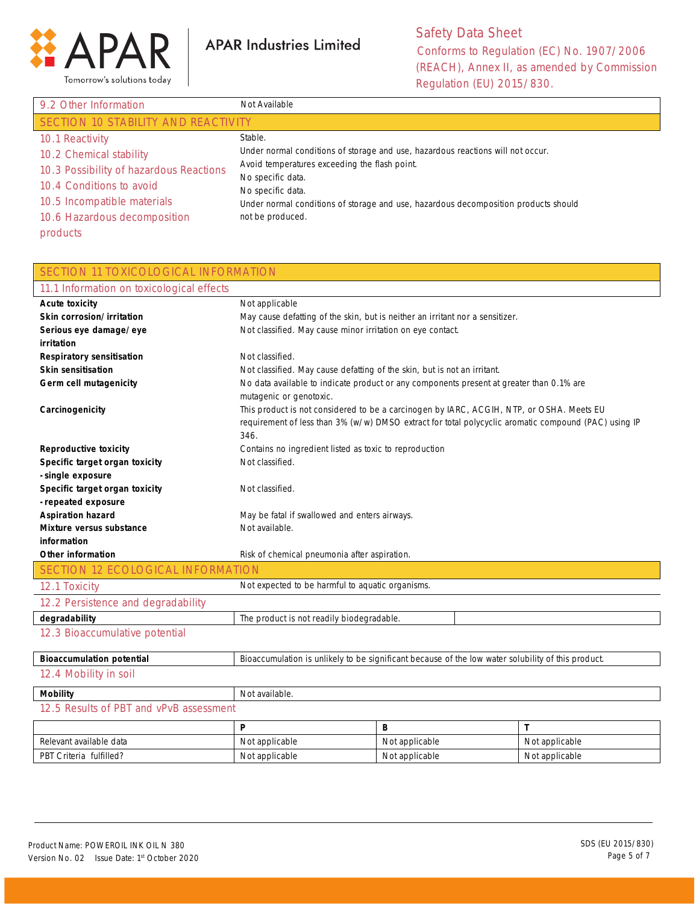| 9.2 Other Information | Not Available |
|---|---|

## SECTION 10 STABILITY AND REACTIVITY

| | |
|---|---|
| 10.1 Reactivity | Stable. |
| 10.2 Chemical stability | Under normal conditions of storage and use, hazardous reactions will not occur. |
| 10.3 Possibility of hazardous Reactions | Avoid temperatures exceeding the flash point. |
| 10.4 Conditions to avoid | No specific data. |
| 10.5 Incompatible materials | No specific data. |
| 10.6 Hazardous decomposition products | Under normal conditions of storage and use, hazardous decomposition products should not be produced. |

## SECTION 11 TOXICOLOGICAL INFORMATION

### 11.1 Information on toxicological effects

| | |
|---|---|
| **Acute toxicity** | Not applicable |
| **Skin corrosion/irritation** | May cause defatting of the skin, but is neither an irritant nor a sensitizer. |
| **Serious eye damage/eye irritation** | Not classified. May cause minor irritation on eye contact. |
| **Respiratory sensitisation** | Not classified. |
| **Skin sensitisation** | Not classified. May cause defatting of the skin, but is not an irritant. |
| **Germ cell mutagenicity** | No data available to indicate product or any components present at greater than 0.1% are mutagenic or genotoxic. |
| **Carcinogenicity** | This product is not considered to be a carcinogen by IARC, ACGIH, NTP, or OSHA. Meets EU requirement of less than 3% (w/w) DMSO extract for total polycyclic aromatic compound (PAC) using IP 346. |
| **Reproductive toxicity** | Contains no ingredient listed as toxic to reproduction |
| **Specific target organ toxicity - single exposure** | Not classified. |
| **Specific target organ toxicity - repeated exposure** | Not classified. |
| **Aspiration hazard** | May be fatal if swallowed and enters airways. |
| **Mixture versus substance information** | Not available. |
| **Other information** | Risk of chemical pneumonia after aspiration. |

## SECTION 12 ECOLOGICAL INFORMATION

| | |
|---|---|
| 12.1 Toxicity | Not expected to be harmful to aquatic organisms. |

### 12.2 Persistence and degradability

| | | |
|---|---|---|
| **degradability** | The product is not readily biodegradable. | |

### 12.3 Bioaccumulative potential

| | |
|---|---|
| **Bioaccumulation potential** | Bioaccumulation is unlikely to be significant because of the low water solubility of this product. |

### 12.4 Mobility in soil

| | |
|---|---|
| **Mobility** | Not available. |

### 12.5 Results of PBT and vPvB assessment

| | **P** | **B** | **T** |
|---|---|---|---|
| Relevant available data | Not applicable | Not applicable | Not applicable |
| PBT Criteria fulfilled? | Not applicable | Not applicable | Not applicable |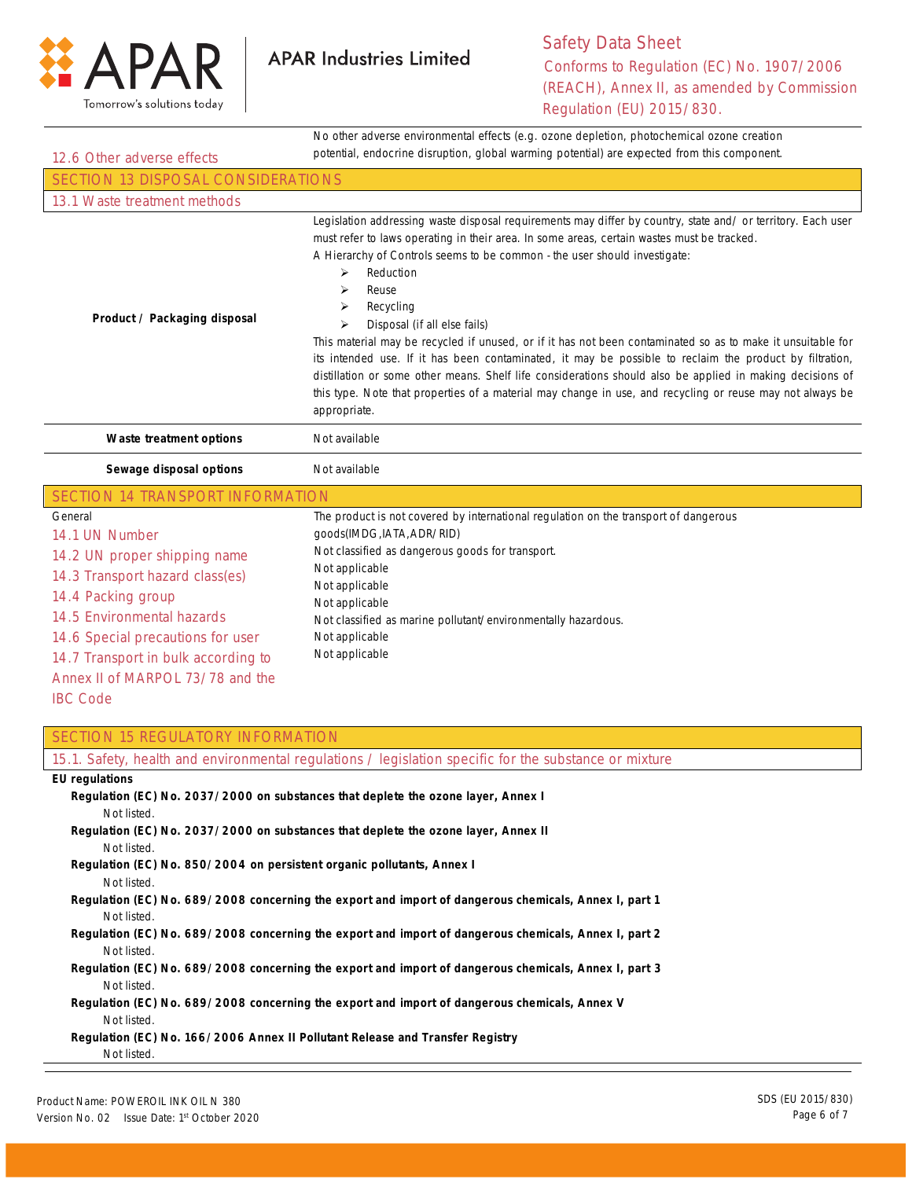| 12.6 Other adverse effects | No other adverse environmental effects (e.g. ozone depletion, photochemical ozone creation potential, endocrine disruption, global warming potential) are expected from this component. |
|---|---|

## SECTION 13 DISPOSAL CONSIDERATIONS

### 13.1 Waste treatment methods

| | |
|---|---|
| **Product / Packaging disposal** | Legislation addressing waste disposal requirements may differ by country, state and/ or territory. Each user must refer to laws operating in their area. In some areas, certain wastes must be tracked.<br>A Hierarchy of Controls seems to be common - the user should investigate:<br>➢ Reduction<br>➢ Reuse<br>➢ Recycling<br>➢ Disposal (if all else fails)<br>This material may be recycled if unused, or if it has not been contaminated so as to make it unsuitable for its intended use. If it has been contaminated, it may be possible to reclaim the product by filtration, distillation or some other means. Shelf life considerations should also be applied in making decisions of this type. Note that properties of a material may change in use, and recycling or reuse may not always be appropriate. |
| **Waste treatment options** | Not available |
| **Sewage disposal options** | Not available |

## SECTION 14 TRANSPORT INFORMATION

| | |
|---|---|
| General | The product is not covered by international regulation on the transport of dangerous goods(IMDG,IATA,ADR/RID) |
| 14.1 UN Number | Not classified as dangerous goods for transport. |
| 14.2 UN proper shipping name | Not applicable |
| 14.3 Transport hazard class(es) | Not applicable |
| 14.4 Packing group | Not applicable |
| 14.5 Environmental hazards | Not classified as marine pollutant/environmentally hazardous. |
| 14.6 Special precautions for user | Not applicable |
| 14.7 Transport in bulk according to Annex II of MARPOL 73/78 and the IBC Code | Not applicable |

## SECTION 15 REGULATORY INFORMATION

### 15.1. Safety, health and environmental regulations / legislation specific for the substance or mixture

**EU regulations**

**Regulation (EC) No. 2037/2000 on substances that deplete the ozone layer, Annex I**
Not listed.

**Regulation (EC) No. 2037/2000 on substances that deplete the ozone layer, Annex II**
Not listed.

**Regulation (EC) No. 850/2004 on persistent organic pollutants, Annex I**
Not listed.

**Regulation (EC) No. 689/2008 concerning the export and import of dangerous chemicals, Annex I, part 1**
Not listed.

**Regulation (EC) No. 689/2008 concerning the export and import of dangerous chemicals, Annex I, part 2**
Not listed.

**Regulation (EC) No. 689/2008 concerning the export and import of dangerous chemicals, Annex I, part 3**
Not listed.

**Regulation (EC) No. 689/2008 concerning the export and import of dangerous chemicals, Annex V**
Not listed.

**Regulation (EC) No. 166/2006 Annex II Pollutant Release and Transfer Registry**
Not listed.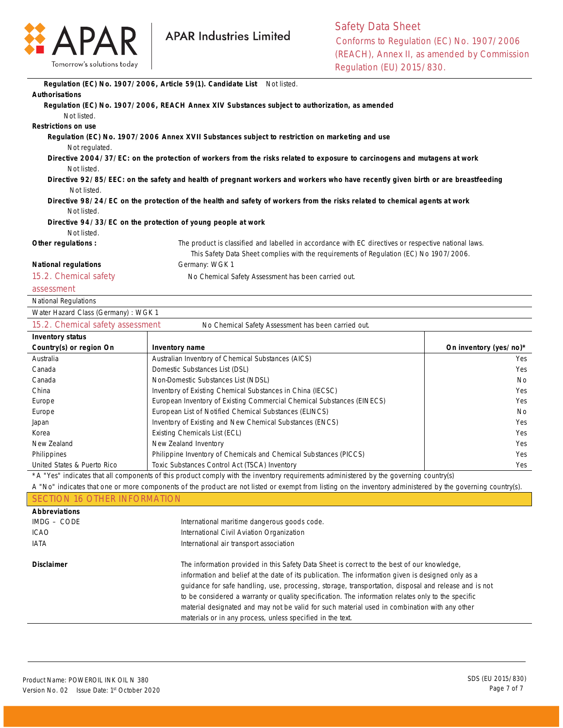**Regulation (EC) No. 1907/2006, Article 59(1). Candidate List** Not listed.

**Authorisations**

**Regulation (EC) No. 1907/2006, REACH Annex XIV Substances subject to authorization, as amended**

Not listed.

**Restrictions on use**

**Regulation (EC) No. 1907/2006 Annex XVII Substances subject to restriction on marketing and use**

Not regulated.

**Directive 2004/37/EC: on the protection of workers from the risks related to exposure to carcinogens and mutagens at work**

Not listed.

**Directive 92/85/EEC: on the safety and health of pregnant workers and workers who have recently given birth or are breastfeeding**

Not listed.

**Directive 98/24/EC on the protection of the health and safety of workers from the risks related to chemical agents at work**

Not listed.

**Directive 94/33/EC on the protection of young people at work**

Not listed.

**Other regulations :** The product is classified and labelled in accordance with EC directives or respective national laws. This Safety Data Sheet complies with the requirements of Regulation (EC) No 1907/2006.

**National regulations** Germany: WGK 1

## 15.2. Chemical safety assessment

No Chemical Safety Assessment has been carried out.

National Regulations

Water Hazard Class (Germany) : WGK 1

## 15.2. Chemical safety assessment

No Chemical Safety Assessment has been carried out.

**Inventory status**

| Country(s) or region On | Inventory name | On inventory (yes/no)* |
|---|---|---|
| Australia | Australian Inventory of Chemical Substances (AICS) | Yes |
| Canada | Domestic Substances List (DSL) | Yes |
| Canada | Non-Domestic Substances List (NDSL) | No |
| China | Inventory of Existing Chemical Substances in China (IECSC) | Yes |
| Europe | European Inventory of Existing Commercial Chemical Substances (EINECS) | Yes |
| Europe | European List of Notified Chemical Substances (ELINCS) | No |
| Japan | Inventory of Existing and New Chemical Substances (ENCS) | Yes |
| Korea | Existing Chemicals List (ECL) | Yes |
| New Zealand | New Zealand Inventory | Yes |
| Philippines | Philippine Inventory of Chemicals and Chemical Substances (PICCS) | Yes |
| United States & Puerto Rico | Toxic Substances Control Act (TSCA) Inventory | Yes |

*A "Yes" indicates that all components of this product comply with the inventory requirements administered by the governing country(s)

A "No" indicates that one or more components of the product are not listed or exempt from listing on the inventory administered by the governing country(s).

## SECTION 16 OTHER INFORMATION

**Abbreviations**

| | |
|---|---|
| IMDG – CODE | International maritime dangerous goods code. |
| ICAO | International Civil Aviation Organization |
| IATA | International air transport association |

**Disclaimer**

The information provided in this Safety Data Sheet is correct to the best of our knowledge, information and belief at the date of its publication. The information given is designed only as a guidance for safe handling, use, processing, storage, transportation, disposal and release and is not to be considered a warranty or quality specification. The information relates only to the specific material designated and may not be valid for such material used in combination with any other materials or in any process, unless specified in the text.